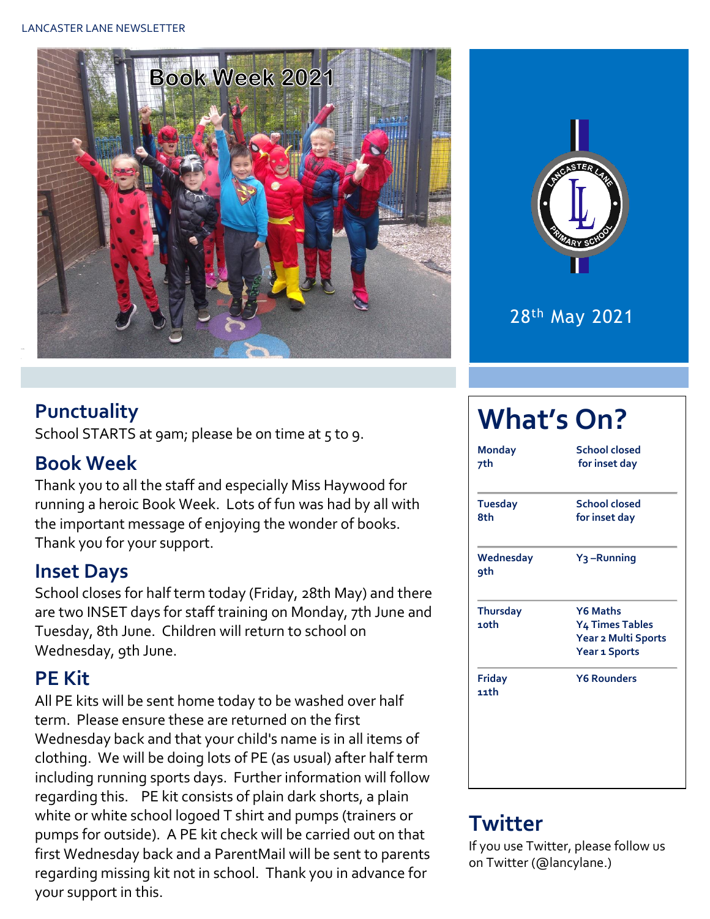# Book Week 2021

28th May 2021

## Punctuality

School STARTS at 9am; please be on time at 5 to 9.

## Book Week

Thank you to all the staff and especially Miss Haywood for running a heroic Book Week. Lots of fun was had by all with the important message of enjoying the wonder of books. Thank you for your support.

## Inset Days

School closes for half term today (Friday, 28th May) and there are two INSET days for staff training on Monday, 7th June and Tuesday, 8th June. Children will return to school on Wednesday, 9th June.

## PE Kit

All PE kits will be sent home today to be washed over half term. Please ensure these are returned on the first Wednesday back and that your child's name is in all items of clothing. We will be doing lots of PE (as usual) after half term including running sports days. Further information will follow regarding this. PE kit consists of plain dark shorts, a plain white or white school logoed T shirt and pumps (trainers or pumps for outside). A PE kit check will be carried out on that first Wednesday back and a ParentMail will be sent to parents regarding missing kit not in school. Thank you in advance for your support in this.

## What's On?

| Day | Event |
|---|---|
| Monday 7th | School closed for inset day |
| Tuesday 8th | School closed for inset day |
| Wednesday 9th | Y3 –Running |
| Thursday 10th | Y6 Maths<br>Y4 Times Tables<br>Year 2 Multi Sports<br>Year 1 Sports |
| Friday 11th | Y6 Rounders |

## Twitter

If you use Twitter, please follow us on Twitter (@lancylane.)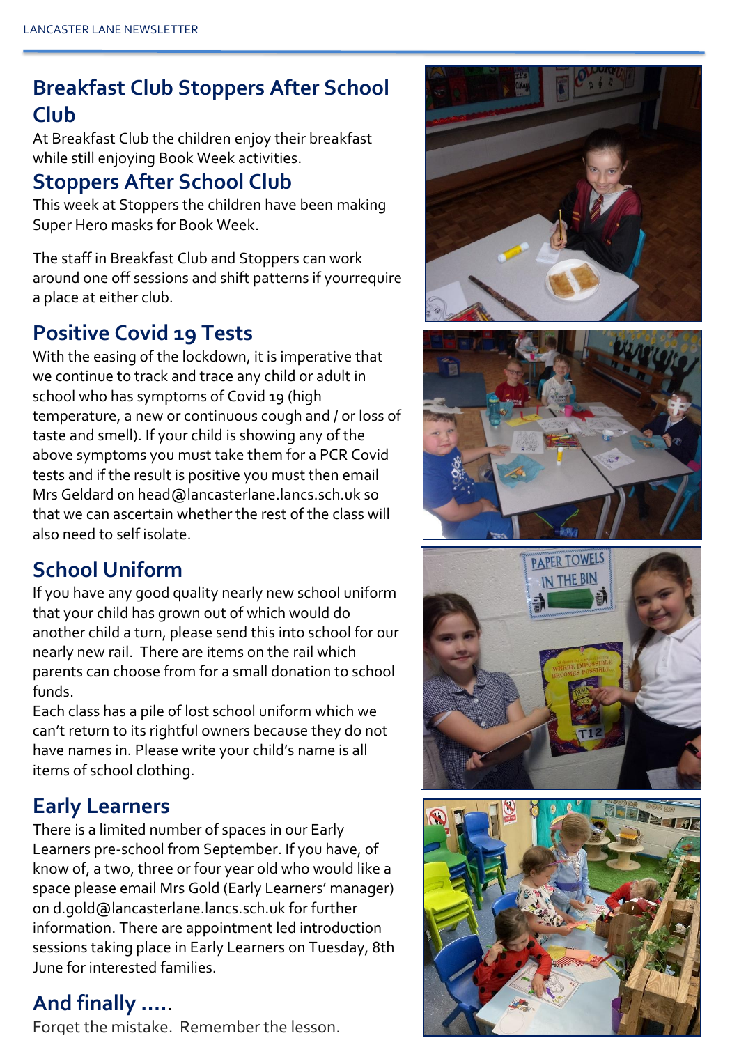## Breakfast Club Stoppers After School Club

At Breakfast Club the children enjoy their breakfast while still enjoying Book Week activities.

## Stoppers After School Club

This week at Stoppers the children have been making Super Hero masks for Book Week.

The staff in Breakfast Club and Stoppers can work around one off sessions and shift patterns if yourrequire a place at either club.

## Positive Covid 19 Tests

With the easing of the lockdown, it is imperative that we continue to track and trace any child or adult in school who has symptoms of Covid 19 (high temperature, a new or continuous cough and / or loss of taste and smell). If your child is showing any of the above symptoms you must take them for a PCR Covid tests and if the result is positive you must then email Mrs Geldard on head@lancasterlane.lancs.sch.uk so that we can ascertain whether the rest of the class will also need to self isolate.

## School Uniform

If you have any good quality nearly new school uniform that your child has grown out of which would do another child a turn, please send this into school for our nearly new rail. There are items on the rail which parents can choose from for a small donation to school funds.

Each class has a pile of lost school uniform which we can't return to its rightful owners because they do not have names in. Please write your child's name is all items of school clothing.

## Early Learners

There is a limited number of spaces in our Early Learners pre-school from September. If you have, of know of, a two, three or four year old who would like a space please email Mrs Gold (Early Learners' manager) on d.gold@lancasterlane.lancs.sch.uk for further information. There are appointment led introduction sessions taking place in Early Learners on Tuesday, 8th June for interested families.

## And finally .....

Forget the mistake. Remember the lesson.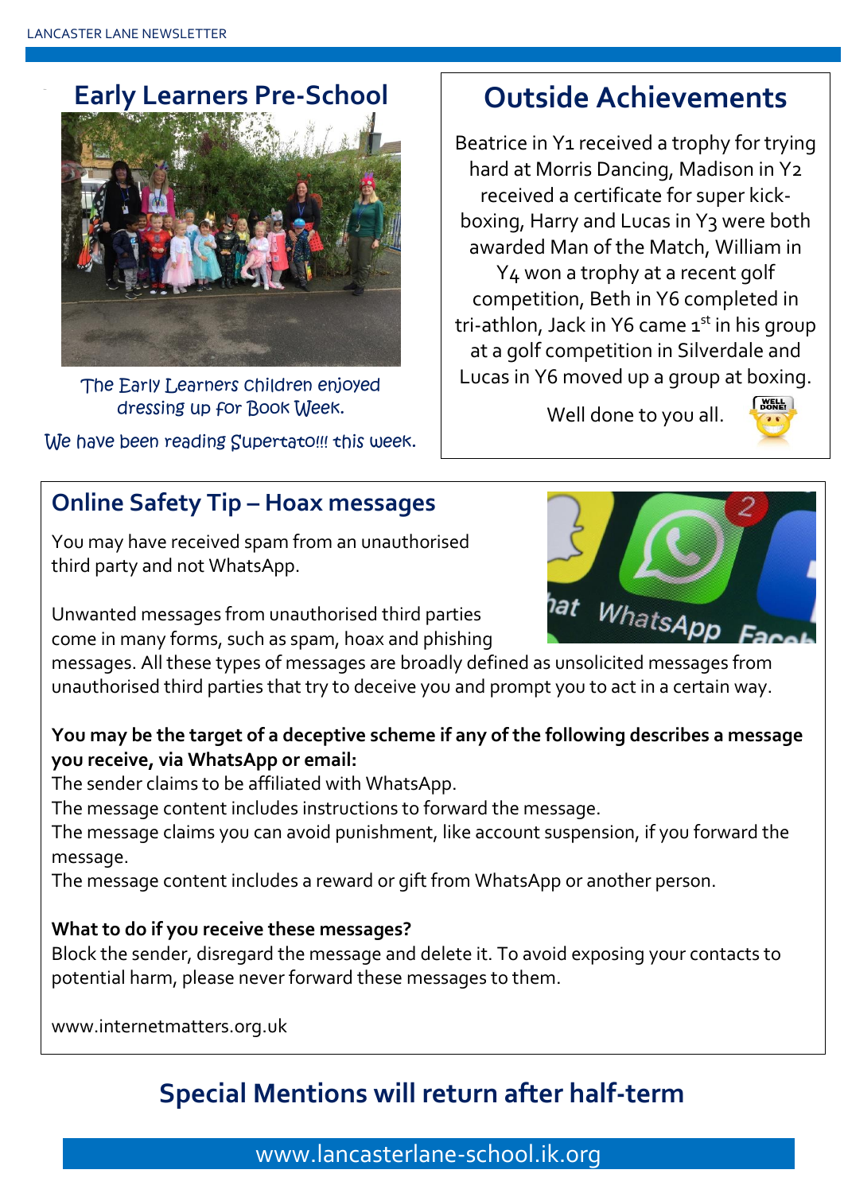## Early Learners Pre-School

The Early Learners children enjoyed dressing up for Book Week.

We have been reading Supertato!!! this week.

## Outside Achievements

Beatrice in Y1 received a trophy for trying hard at Morris Dancing, Madison in Y2 received a certificate for super kick-boxing, Harry and Lucas in Y3 were both awarded Man of the Match, William in Y4 won a trophy at a recent golf competition, Beth in Y6 completed in tri-athlon, Jack in Y6 came 1st in his group at a golf competition in Silverdale and Lucas in Y6 moved up a group at boxing.

Well done to you all.

## Online Safety Tip – Hoax messages

You may have received spam from an unauthorised third party and not WhatsApp.

Unwanted messages from unauthorised third parties come in many forms, such as spam, hoax and phishing messages. All these types of messages are broadly defined as unsolicited messages from unauthorised third parties that try to deceive you and prompt you to act in a certain way.

**You may be the target of a deceptive scheme if any of the following describes a message you receive, via WhatsApp or email:**

The sender claims to be affiliated with WhatsApp.
The message content includes instructions to forward the message.
The message claims you can avoid punishment, like account suspension, if you forward the message.
The message content includes a reward or gift from WhatsApp or another person.

**What to do if you receive these messages?**

Block the sender, disregard the message and delete it. To avoid exposing your contacts to potential harm, please never forward these messages to them.

www.internetmatters.org.uk

## Special Mentions will return after half-term

www.lancasterlane-school.ik.org